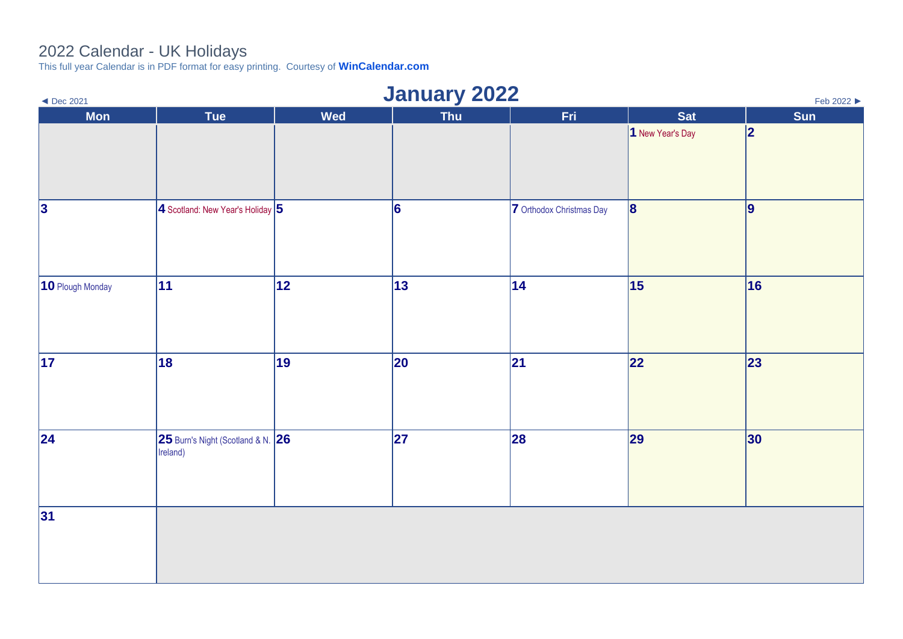# 2022 Calendar - UK Holidays

This full year Calendar is in PDF format for easy printing. Courtesy of **WinCalendar.com**

◄ Dec 2021 Feb 2022 ►

## January 2022

| Mon | Tue | Wed | Thu | Fri | Sat | Sun |
|---|---|---|---|---|---|---|
| | | | | | **1** New Year's Day | **2** |
| **3** | **4** Scotland: New Year's Holiday | **5** | **6** | **7** Orthodox Christmas Day | **8** | **9** |
| **10** Plough Monday | **11** | **12** | **13** | **14** | **15** | **16** |
| **17** | **18** | **19** | **20** | **21** | **22** | **23** |
| **24** | **25** Burn's Night (Scotland & N. Ireland) | **26** | **27** | **28** | **29** | **30** |
| **31** | | | | | | |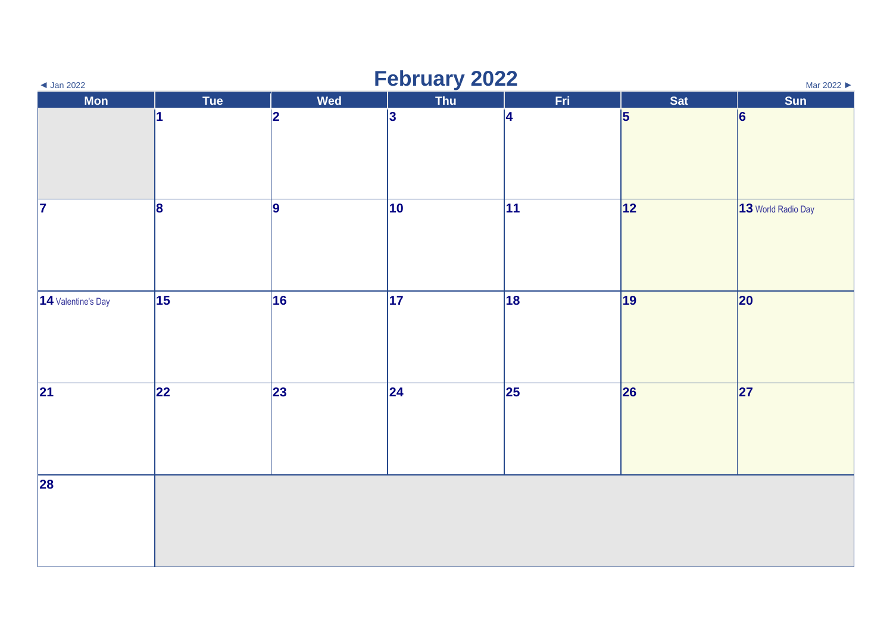◄ Jan 2022

# February 2022

Mar 2022 ►

| Mon | Tue | Wed | Thu | Fri | Sat | Sun |
|---|---|---|---|---|---|---|
| | 1 | 2 | 3 | 4 | 5 | 6 |
| 7 | 8 | 9 | 10 | 11 | 12 | 13 World Radio Day |
| 14 Valentine's Day | 15 | 16 | 17 | 18 | 19 | 20 |
| 21 | 22 | 23 | 24 | 25 | 26 | 27 |
| 28 | | | | | | |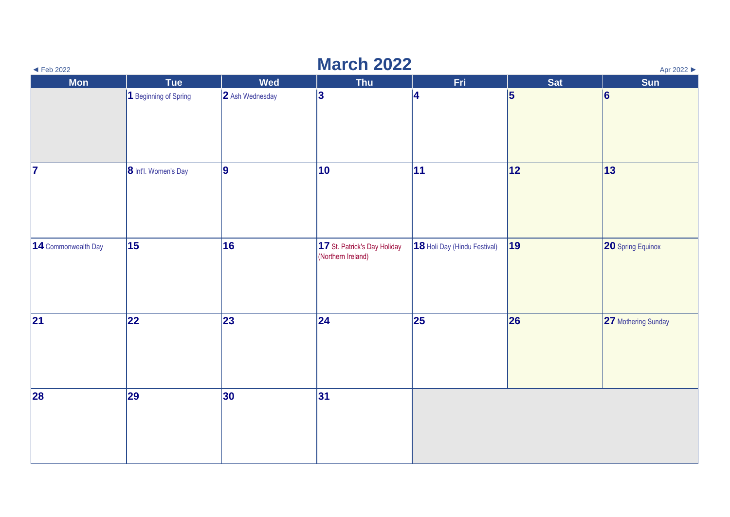# March 2022

◄ Feb 2022 | Apr 2022 ►

| Mon | Tue | Wed | Thu | Fri | Sat | Sun |
|---|---|---|---|---|---|---|
| | 1 Beginning of Spring | 2 Ash Wednesday | 3 | 4 | 5 | 6 |
| 7 | 8 Int'l. Women's Day | 9 | 10 | 11 | 12 | 13 |
| 14 Commonwealth Day | 15 | 16 | 17 St. Patrick's Day Holiday (Northern Ireland) | 18 Holi Day (Hindu Festival) | 19 | 20 Spring Equinox |
| 21 | 22 | 23 | 24 | 25 | 26 | 27 Mothering Sunday |
| 28 | 29 | 30 | 31 | | | |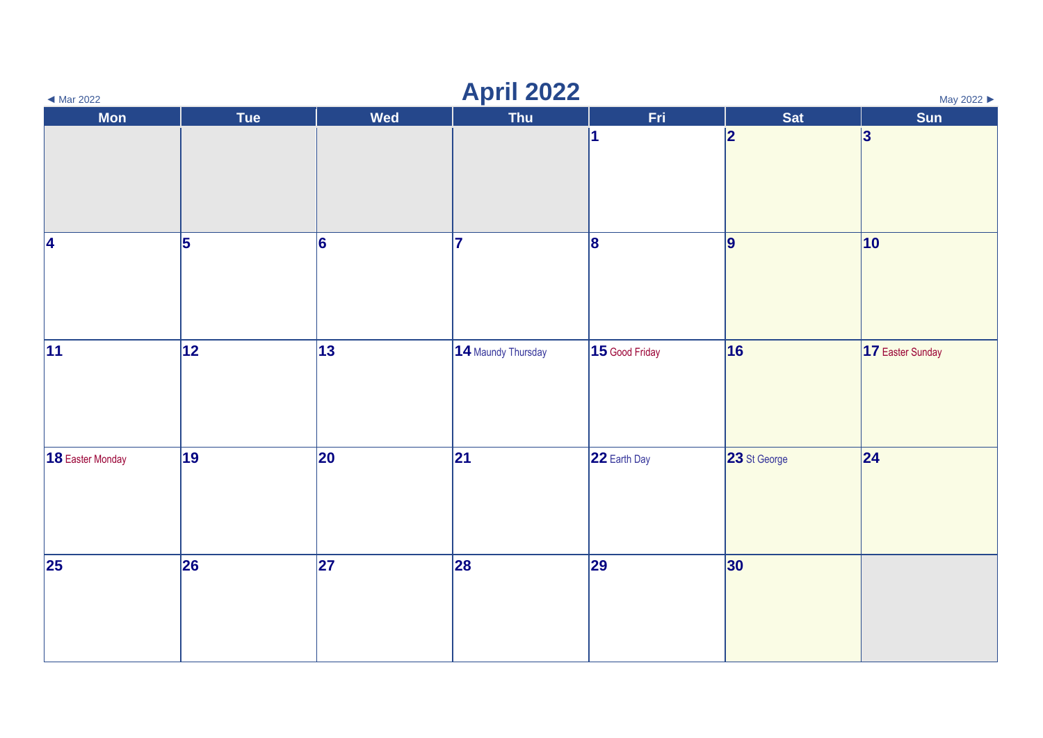◄ Mar 2022

# April 2022

May 2022 ►

| Mon | Tue | Wed | Thu | Fri | Sat | Sun |
| --- | --- | --- | --- | --- | --- | --- |
| | | | | 1 | 2 | 3 |
| 4 | 5 | 6 | 7 | 8 | 9 | 10 |
| 11 | 12 | 13 | 14 Maundy Thursday | 15 Good Friday | 16 | 17 Easter Sunday |
| 18 Easter Monday | 19 | 20 | 21 | 22 Earth Day | 23 St George | 24 |
| 25 | 26 | 27 | 28 | 29 | 30 | |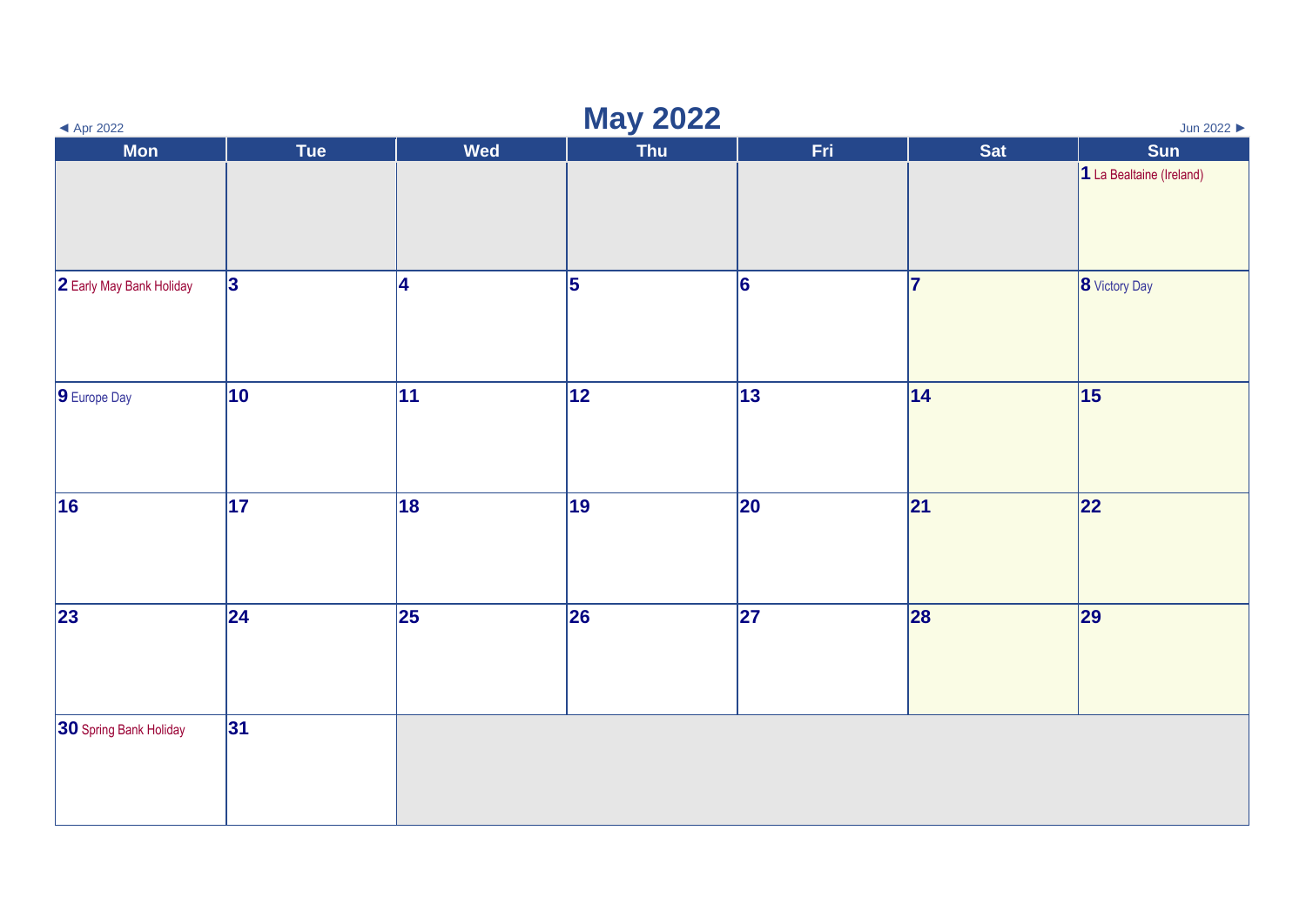◄ Apr 2022

# May 2022

Jun 2022 ►

| Mon | Tue | Wed | Thu | Fri | Sat | Sun |
|---|---|---|---|---|---|---|
| | | | | | | **1** La Bealtaine (Ireland) |
| **2** Early May Bank Holiday | **3** | **4** | **5** | **6** | **7** | **8** Victory Day |
| **9** Europe Day | **10** | **11** | **12** | **13** | **14** | **15** |
| **16** | **17** | **18** | **19** | **20** | **21** | **22** |
| **23** | **24** | **25** | **26** | **27** | **28** | **29** |
| **30** Spring Bank Holiday | **31** | | | | | |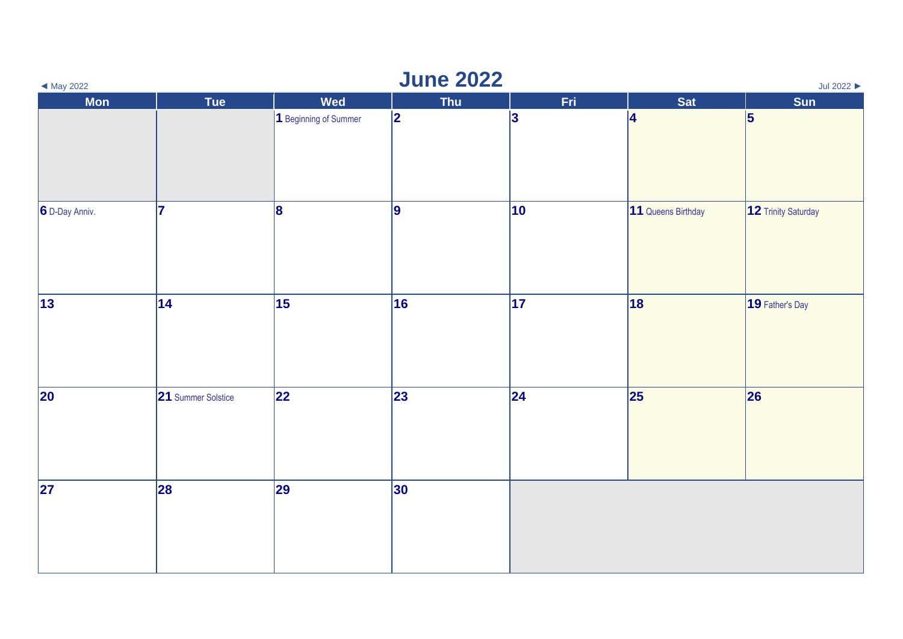◄ May 2022

# June 2022

Jul 2022 ►

| Mon | Tue | Wed | Thu | Fri | Sat | Sun |
|---|---|---|---|---|---|---|
| | | **1** Beginning of Summer | **2** | **3** | **4** | **5** |
| **6** D-Day Anniv. | **7** | **8** | **9** | **10** | **11** Queens Birthday | **12** Trinity Saturday |
| **13** | **14** | **15** | **16** | **17** | **18** | **19** Father's Day |
| **20** | **21** Summer Solstice | **22** | **23** | **24** | **25** | **26** |
| **27** | **28** | **29** | **30** | | | |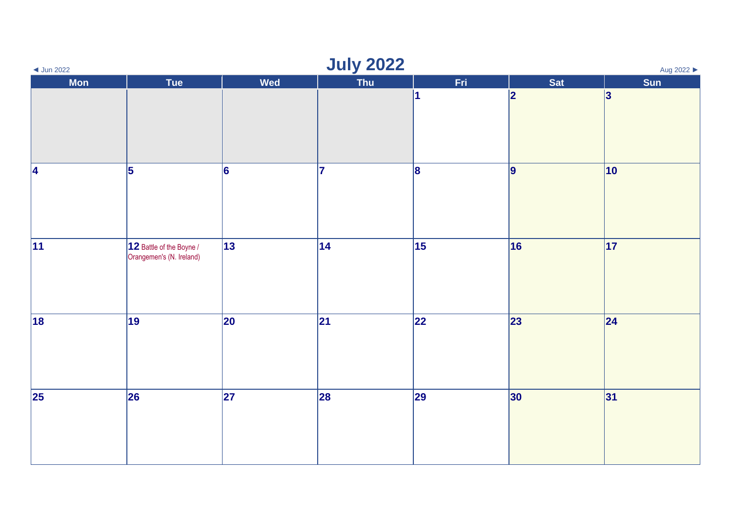◄ Jun 2022

# July 2022

Aug 2022 ►

| Mon | Tue | Wed | Thu | Fri | Sat | Sun |
|---|---|---|---|---|---|---|
| | | | | 1 | 2 | 3 |
| 4 | 5 | 6 | 7 | 8 | 9 | 10 |
| 11 | 12 Battle of the Boyne / Orangemen's (N. Ireland) | 13 | 14 | 15 | 16 | 17 |
| 18 | 19 | 20 | 21 | 22 | 23 | 24 |
| 25 | 26 | 27 | 28 | 29 | 30 | 31 |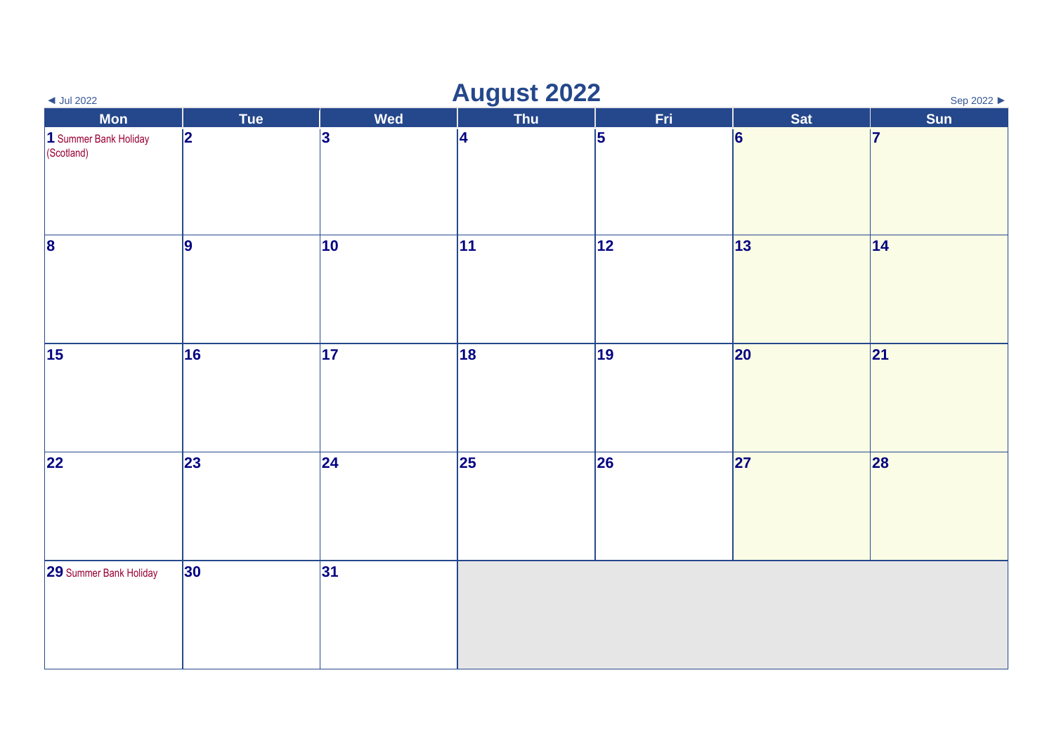◄ Jul 2022

# August 2022

Sep 2022 ►

| Mon | Tue | Wed | Thu | Fri | Sat | Sun |
|---|---|---|---|---|---|---|
| 1 Summer Bank Holiday (Scotland) | 2 | 3 | 4 | 5 | 6 | 7 |
| 8 | 9 | 10 | 11 | 12 | 13 | 14 |
| 15 | 16 | 17 | 18 | 19 | 20 | 21 |
| 22 | 23 | 24 | 25 | 26 | 27 | 28 |
| 29 Summer Bank Holiday | 30 | 31 | | | | |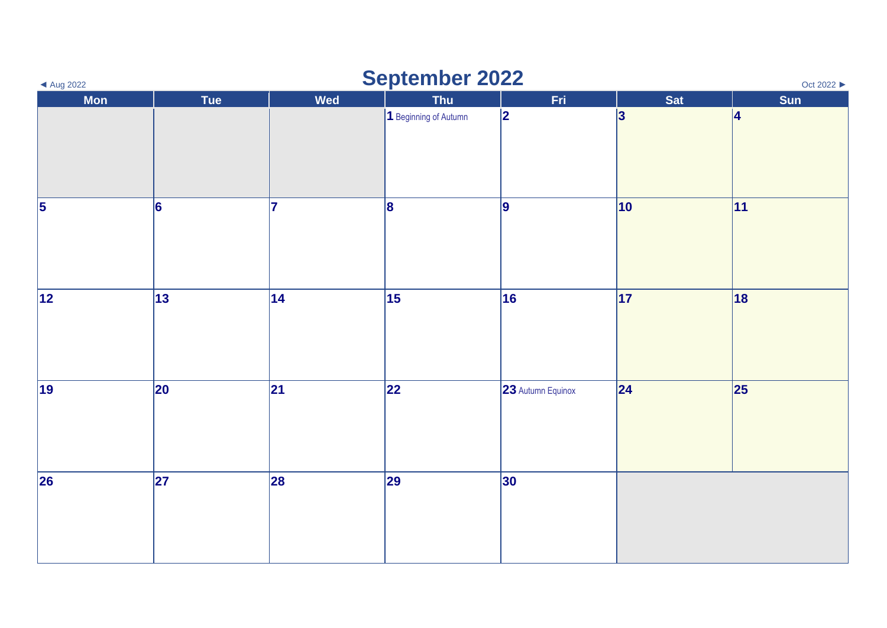◄ Aug 2022

# September 2022

Oct 2022 ►

| Mon | Tue | Wed | Thu | Fri | Sat | Sun |
|---|---|---|---|---|---|---|
| | | | 1 Beginning of Autumn | 2 | 3 | 4 |
| 5 | 6 | 7 | 8 | 9 | 10 | 11 |
| 12 | 13 | 14 | 15 | 16 | 17 | 18 |
| 19 | 20 | 21 | 22 | 23 Autumn Equinox | 24 | 25 |
| 26 | 27 | 28 | 29 | 30 | | |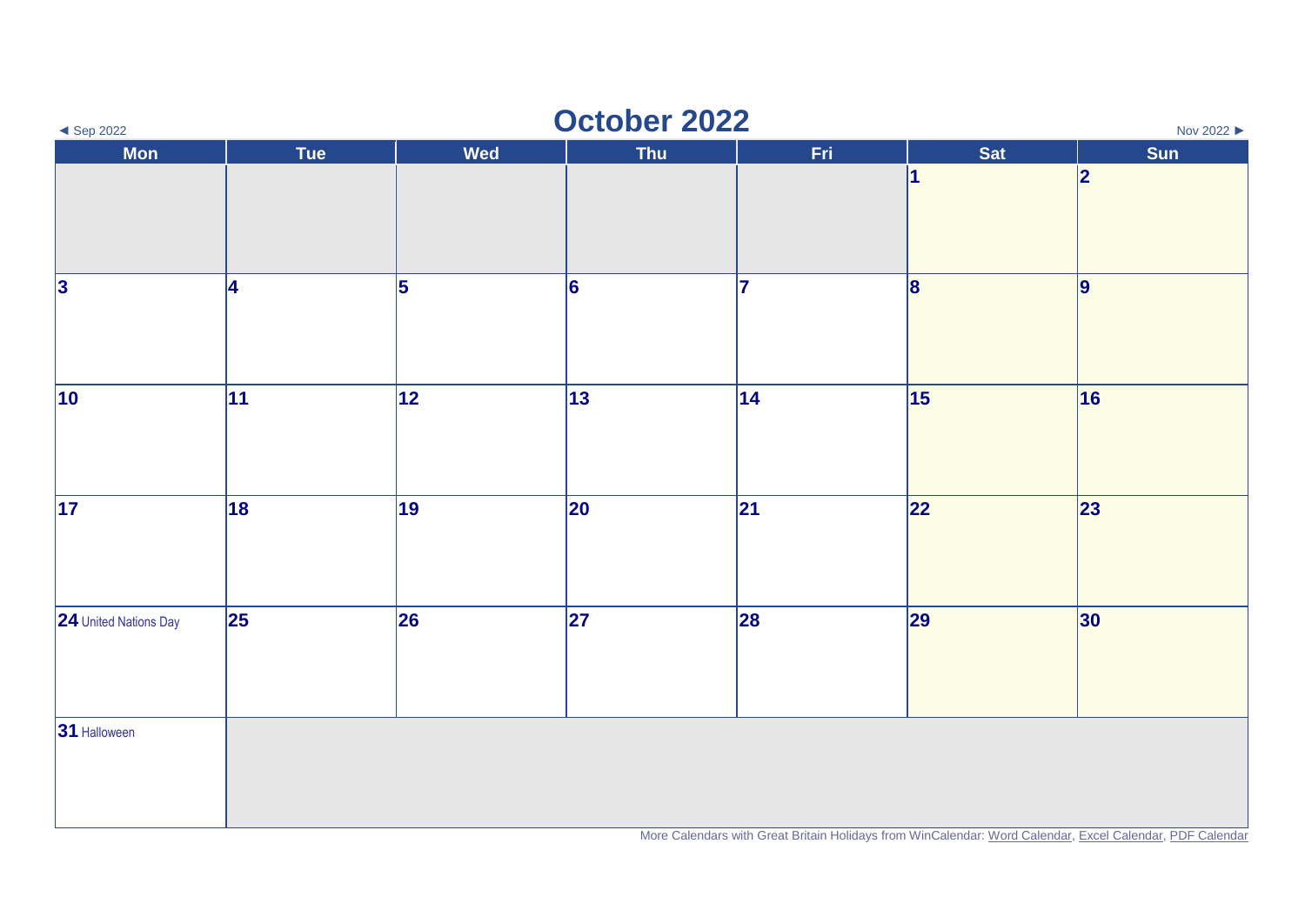◄ Sep 2022

# October 2022

Nov 2022 ►

| Mon | Tue | Wed | Thu | Fri | Sat | Sun |
|---|---|---|---|---|---|---|
| | | | | | 1 | 2 |
| 3 | 4 | 5 | 6 | 7 | 8 | 9 |
| 10 | 11 | 12 | 13 | 14 | 15 | 16 |
| 17 | 18 | 19 | 20 | 21 | 22 | 23 |
| 24 United Nations Day | 25 | 26 | 27 | 28 | 29 | 30 |
| 31 Halloween | | | | | | |

More Calendars with Great Britain Holidays from WinCalendar: Word Calendar, Excel Calendar, PDF Calendar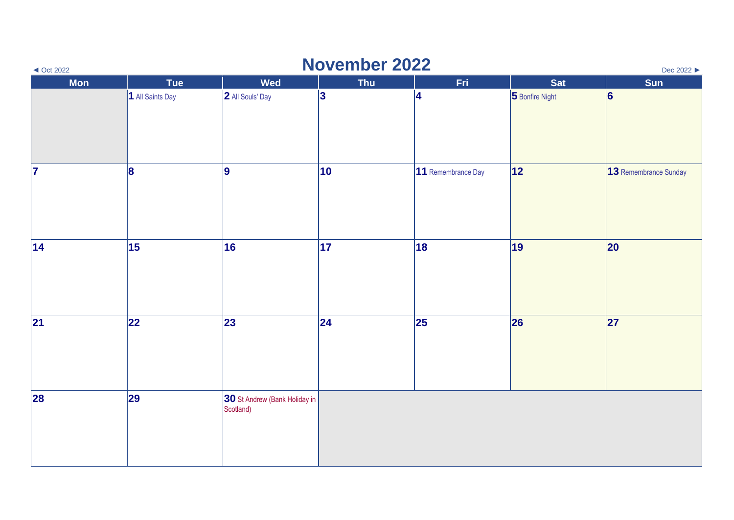◄ Oct 2022

# November 2022

Dec 2022 ►

| Mon | Tue | Wed | Thu | Fri | Sat | Sun |
|---|---|---|---|---|---|---|
| | 1 All Saints Day | 2 All Souls' Day | 3 | 4 | 5 Bonfire Night | 6 |
| 7 | 8 | 9 | 10 | 11 Remembrance Day | 12 | 13 Remembrance Sunday |
| 14 | 15 | 16 | 17 | 18 | 19 | 20 |
| 21 | 22 | 23 | 24 | 25 | 26 | 27 |
| 28 | 29 | 30 St Andrew (Bank Holiday in Scotland) | | | | |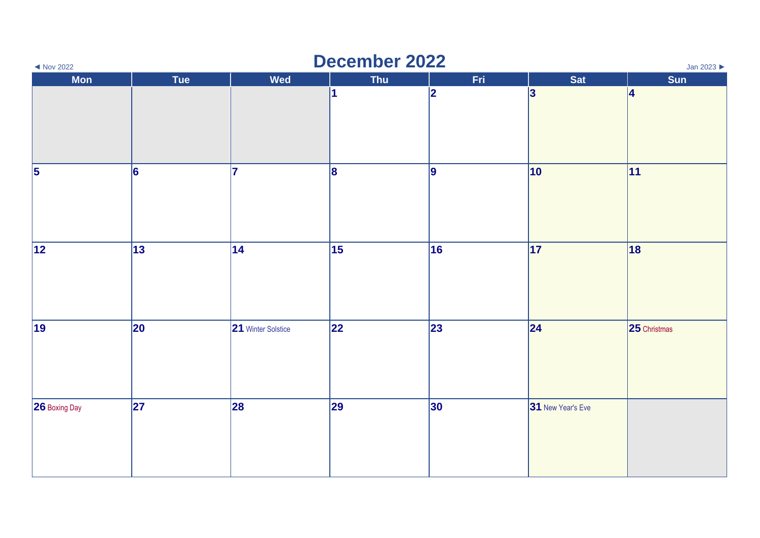◄ Nov 2022

# December 2022

Jan 2023 ►

| Mon | Tue | Wed | Thu | Fri | Sat | Sun |
|---|---|---|---|---|---|---|
| | | | 1 | 2 | 3 | 4 |
| 5 | 6 | 7 | 8 | 9 | 10 | 11 |
| 12 | 13 | 14 | 15 | 16 | 17 | 18 |
| 19 | 20 | 21 Winter Solstice | 22 | 23 | 24 | 25 Christmas |
| 26 Boxing Day | 27 | 28 | 29 | 30 | 31 New Year's Eve | |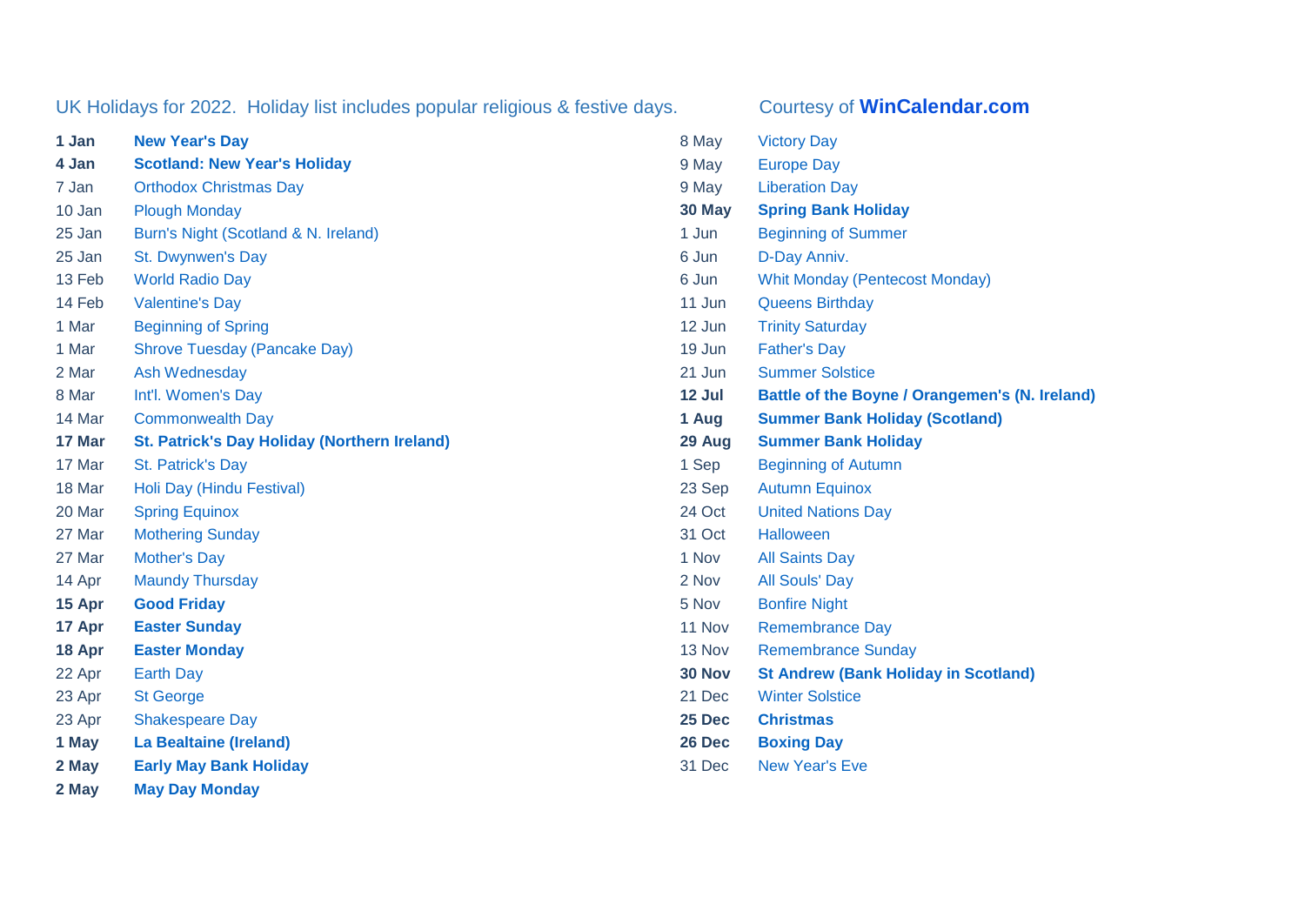UK Holidays for 2022. Holiday list includes popular religious & festive days. Courtesy of **WinCalendar.com**

| | |
|---|---|
| **1 Jan** | **New Year's Day** |
| **4 Jan** | **Scotland: New Year's Holiday** |
| 7 Jan | Orthodox Christmas Day |
| 10 Jan | Plough Monday |
| 25 Jan | Burn's Night (Scotland & N. Ireland) |
| 25 Jan | St. Dwynwen's Day |
| 13 Feb | World Radio Day |
| 14 Feb | Valentine's Day |
| 1 Mar | Beginning of Spring |
| 1 Mar | Shrove Tuesday (Pancake Day) |
| 2 Mar | Ash Wednesday |
| 8 Mar | Int'l. Women's Day |
| 14 Mar | Commonwealth Day |
| **17 Mar** | **St. Patrick's Day Holiday (Northern Ireland)** |
| 17 Mar | St. Patrick's Day |
| 18 Mar | Holi Day (Hindu Festival) |
| 20 Mar | Spring Equinox |
| 27 Mar | Mothering Sunday |
| 27 Mar | Mother's Day |
| 14 Apr | Maundy Thursday |
| **15 Apr** | **Good Friday** |
| **17 Apr** | **Easter Sunday** |
| **18 Apr** | **Easter Monday** |
| 22 Apr | Earth Day |
| 23 Apr | St George |
| 23 Apr | Shakespeare Day |
| **1 May** | **La Bealtaine (Ireland)** |
| **2 May** | **Early May Bank Holiday** |
| **2 May** | **May Day Monday** |
| 8 May | Victory Day |
| 9 May | Europe Day |
| 9 May | Liberation Day |
| **30 May** | **Spring Bank Holiday** |
| 1 Jun | Beginning of Summer |
| 6 Jun | D-Day Anniv. |
| 6 Jun | Whit Monday (Pentecost Monday) |
| 11 Jun | Queens Birthday |
| 12 Jun | Trinity Saturday |
| 19 Jun | Father's Day |
| 21 Jun | Summer Solstice |
| **12 Jul** | **Battle of the Boyne / Orangemen's (N. Ireland)** |
| **1 Aug** | **Summer Bank Holiday (Scotland)** |
| **29 Aug** | **Summer Bank Holiday** |
| 1 Sep | Beginning of Autumn |
| 23 Sep | Autumn Equinox |
| 24 Oct | United Nations Day |
| 31 Oct | Halloween |
| 1 Nov | All Saints Day |
| 2 Nov | All Souls' Day |
| 5 Nov | Bonfire Night |
| 11 Nov | Remembrance Day |
| 13 Nov | Remembrance Sunday |
| **30 Nov** | **St Andrew (Bank Holiday in Scotland)** |
| 21 Dec | Winter Solstice |
| **25 Dec** | **Christmas** |
| **26 Dec** | **Boxing Day** |
| 31 Dec | New Year's Eve |